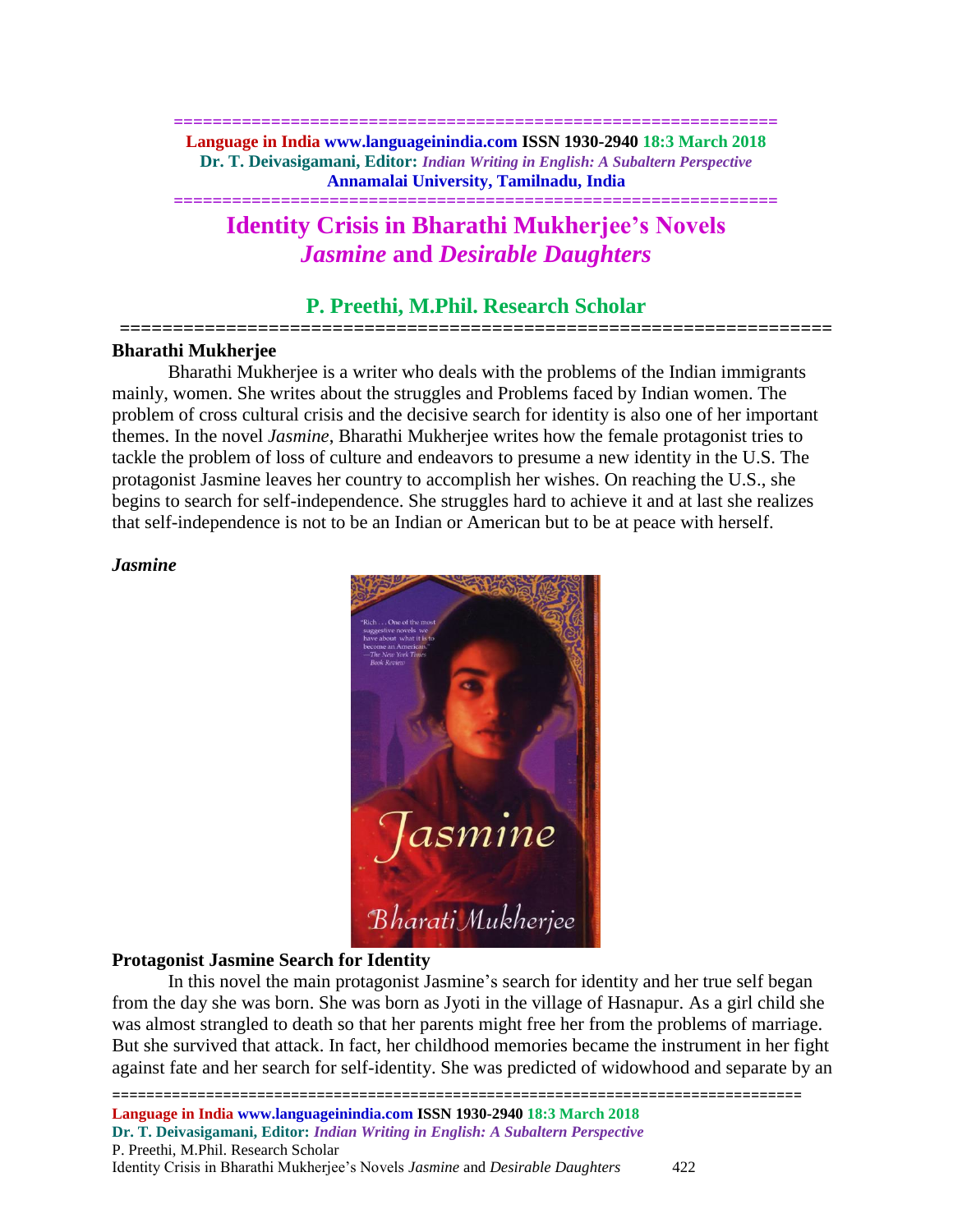# Identity Crisis in Bharathi Mukherjee's Novels *Jasmine* and *Desirable Daughters*

## P. Preethi, M.Phil. Research Scholar

### Bharathi Mukherjee

Bharathi Mukherjee is a writer who deals with the problems of the Indian immigrants mainly, women. She writes about the struggles and Problems faced by Indian women. The problem of cross cultural crisis and the decisive search for identity is also one of her important themes. In the novel *Jasmine*, Bharathi Mukherjee writes how the female protagonist tries to tackle the problem of loss of culture and endeavors to presume a new identity in the U.S. The protagonist Jasmine leaves her country to accomplish her wishes. On reaching the U.S., she begins to search for self-independence. She struggles hard to achieve it and at last she realizes that self-independence is not to be an Indian or American but to be at peace with herself.

### *Jasmine*

### Protagonist Jasmine Search for Identity

In this novel the main protagonist Jasmine's search for identity and her true self began from the day she was born. She was born as Jyoti in the village of Hasnapur. As a girl child she was almost strangled to death so that her parents might free her from the problems of marriage. But she survived that attack. In fact, her childhood memories became the instrument in her fight against fate and her search for self-identity. She was predicted of widowhood and separate by an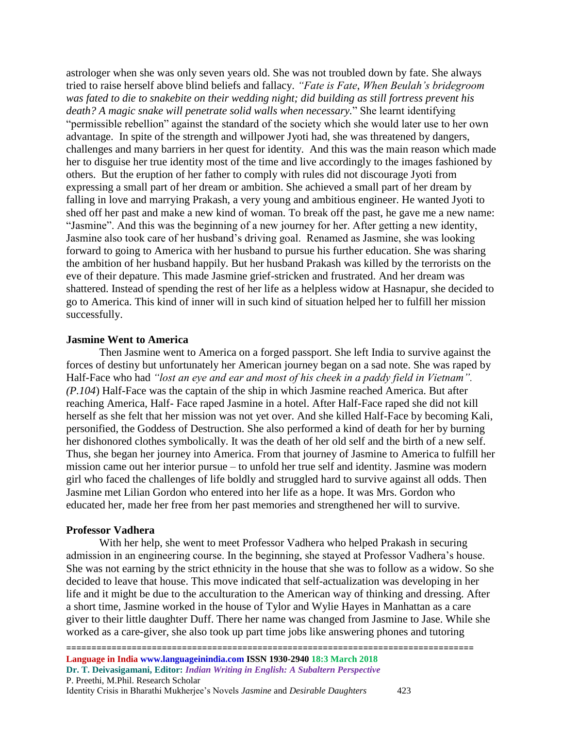astrologer when she was only seven years old. She was not troubled down by fate. She always tried to raise herself above blind beliefs and fallacy. *"Fate is Fate, When Beulah's bridegroom was fated to die to snakebite on their wedding night; did building as still fortress prevent his death? A magic snake will penetrate solid walls when necessary.*" She learnt identifying "permissible rebellion" against the standard of the society which she would later use to her own advantage. In spite of the strength and willpower Jyoti had, she was threatened by dangers, challenges and many barriers in her quest for identity. And this was the main reason which made her to disguise her true identity most of the time and live accordingly to the images fashioned by others. But the eruption of her father to comply with rules did not discourage Jyoti from expressing a small part of her dream or ambition. She achieved a small part of her dream by falling in love and marrying Prakash, a very young and ambitious engineer. He wanted Jyoti to shed off her past and make a new kind of woman. To break off the past, he gave me a new name: "Jasmine". And this was the beginning of a new journey for her. After getting a new identity, Jasmine also took care of her husband's driving goal. Renamed as Jasmine, she was looking forward to going to America with her husband to pursue his further education. She was sharing the ambition of her husband happily. But her husband Prakash was killed by the terrorists on the eve of their depature. This made Jasmine grief-stricken and frustrated. And her dream was shattered. Instead of spending the rest of her life as a helpless widow at Hasnapur, she decided to go to America. This kind of inner will in such kind of situation helped her to fulfill her mission successfully.

**Jasmine Went to America**

Then Jasmine went to America on a forged passport. She left India to survive against the forces of destiny but unfortunately her American journey began on a sad note. She was raped by Half-Face who had *"lost an eye and ear and most of his cheek in a paddy field in Vietnam". (P.104*) Half-Face was the captain of the ship in which Jasmine reached America. But after reaching America, Half- Face raped Jasmine in a hotel. After Half-Face raped she did not kill herself as she felt that her mission was not yet over. And she killed Half-Face by becoming Kali, personified, the Goddess of Destruction. She also performed a kind of death for her by burning her dishonored clothes symbolically. It was the death of her old self and the birth of a new self. Thus, she began her journey into America. From that journey of Jasmine to America to fulfill her mission came out her interior pursue – to unfold her true self and identity. Jasmine was modern girl who faced the challenges of life boldly and struggled hard to survive against all odds. Then Jasmine met Lilian Gordon who entered into her life as a hope. It was Mrs. Gordon who educated her, made her free from her past memories and strengthened her will to survive.

**Professor Vadhera**

With her help, she went to meet Professor Vadhera who helped Prakash in securing admission in an engineering course. In the beginning, she stayed at Professor Vadhera's house. She was not earning by the strict ethnicity in the house that she was to follow as a widow. So she decided to leave that house. This move indicated that self-actualization was developing in her life and it might be due to the acculturation to the American way of thinking and dressing. After a short time, Jasmine worked in the house of Tylor and Wylie Hayes in Manhattan as a care giver to their little daughter Duff. There her name was changed from Jasmine to Jase. While she worked as a care-giver, she also took up part time jobs like answering phones and tutoring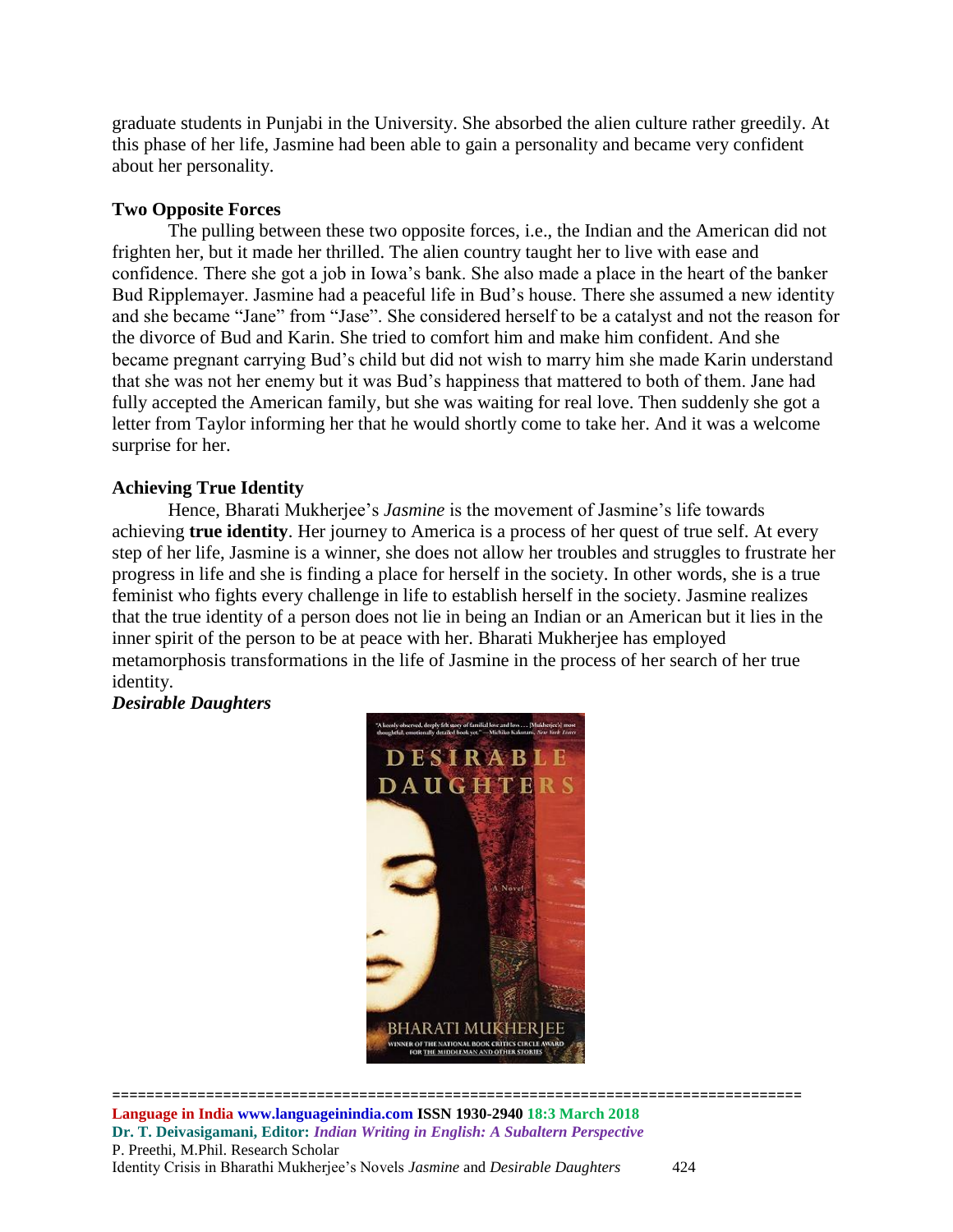graduate students in Punjabi in the University. She absorbed the alien culture rather greedily. At this phase of her life, Jasmine had been able to gain a personality and became very confident about her personality.

### Two Opposite Forces

The pulling between these two opposite forces, i.e., the Indian and the American did not frighten her, but it made her thrilled. The alien country taught her to live with ease and confidence. There she got a job in Iowa's bank. She also made a place in the heart of the banker Bud Ripplemayer. Jasmine had a peaceful life in Bud's house. There she assumed a new identity and she became "Jane" from "Jase". She considered herself to be a catalyst and not the reason for the divorce of Bud and Karin. She tried to comfort him and make him confident. And she became pregnant carrying Bud's child but did not wish to marry him she made Karin understand that she was not her enemy but it was Bud's happiness that mattered to both of them. Jane had fully accepted the American family, but she was waiting for real love. Then suddenly she got a letter from Taylor informing her that he would shortly come to take her. And it was a welcome surprise for her.

### Achieving True Identity

Hence, Bharati Mukherjee's *Jasmine* is the movement of Jasmine's life towards achieving **true identity**. Her journey to America is a process of her quest of true self. At every step of her life, Jasmine is a winner, she does not allow her troubles and struggles to frustrate her progress in life and she is finding a place for herself in the society. In other words, she is a true feminist who fights every challenge in life to establish herself in the society. Jasmine realizes that the true identity of a person does not lie in being an Indian or an American but it lies in the inner spirit of the person to be at peace with her. Bharati Mukherjee has employed metamorphosis transformations in the life of Jasmine in the process of her search of her true identity.

***Desirable Daughters***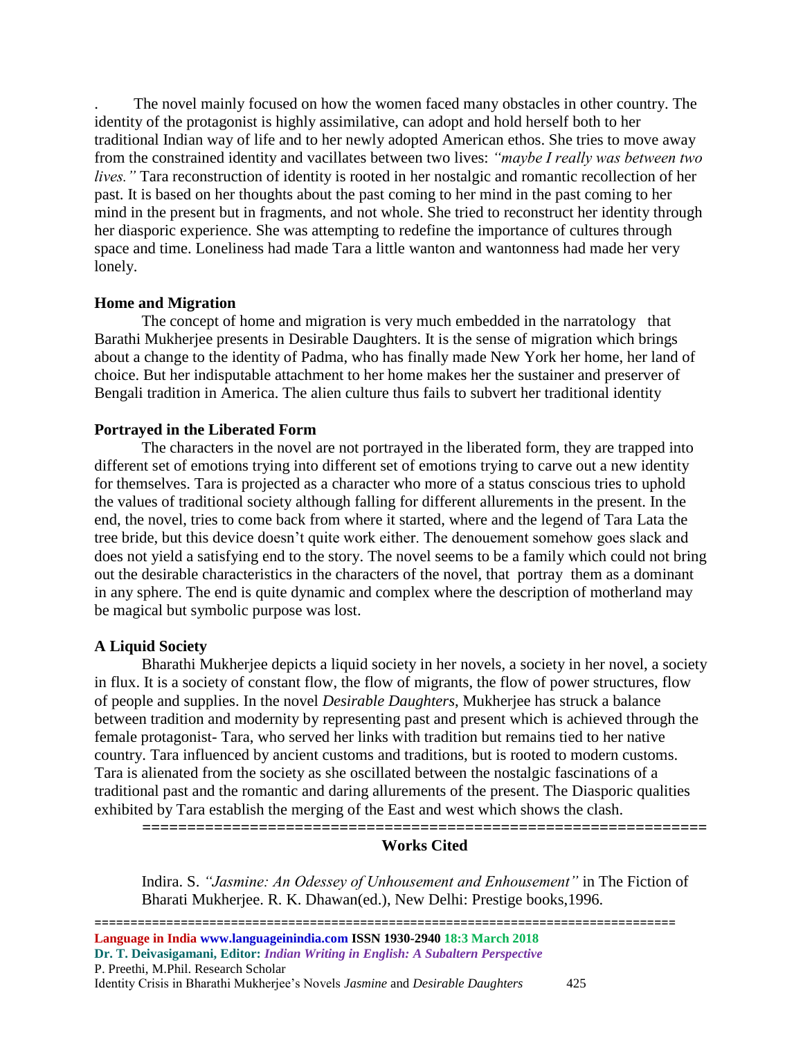. The novel mainly focused on how the women faced many obstacles in other country. The identity of the protagonist is highly assimilative, can adopt and hold herself both to her traditional Indian way of life and to her newly adopted American ethos. She tries to move away from the constrained identity and vacillates between two lives: *"maybe I really was between two lives."* Tara reconstruction of identity is rooted in her nostalgic and romantic recollection of her past. It is based on her thoughts about the past coming to her mind in the past coming to her mind in the present but in fragments, and not whole. She tried to reconstruct her identity through her diasporic experience. She was attempting to redefine the importance of cultures through space and time. Loneliness had made Tara a little wanton and wantonness had made her very lonely.

**Home and Migration**

The concept of home and migration is very much embedded in the narratology that Barathi Mukherjee presents in Desirable Daughters. It is the sense of migration which brings about a change to the identity of Padma, who has finally made New York her home, her land of choice. But her indisputable attachment to her home makes her the sustainer and preserver of Bengali tradition in America. The alien culture thus fails to subvert her traditional identity

**Portrayed in the Liberated Form**

The characters in the novel are not portrayed in the liberated form, they are trapped into different set of emotions trying into different set of emotions trying to carve out a new identity for themselves. Tara is projected as a character who more of a status conscious tries to uphold the values of traditional society although falling for different allurements in the present. In the end, the novel, tries to come back from where it started, where and the legend of Tara Lata the tree bride, but this device doesn't quite work either. The denouement somehow goes slack and does not yield a satisfying end to the story. The novel seems to be a family which could not bring out the desirable characteristics in the characters of the novel, that portray them as a dominant in any sphere. The end is quite dynamic and complex where the description of motherland may be magical but symbolic purpose was lost.

**A Liquid Society**

Bharathi Mukherjee depicts a liquid society in her novels, a society in her novel, a society in flux. It is a society of constant flow, the flow of migrants, the flow of power structures, flow of people and supplies. In the novel *Desirable Daughters*, Mukherjee has struck a balance between tradition and modernity by representing past and present which is achieved through the female protagonist- Tara, who served her links with tradition but remains tied to her native country. Tara influenced by ancient customs and traditions, but is rooted to modern customs. Tara is alienated from the society as she oscillated between the nostalgic fascinations of a traditional past and the romantic and daring allurements of the present. The Diasporic qualities exhibited by Tara establish the merging of the East and west which shows the clash.

=================================================================

## Works Cited

Indira. S. *"Jasmine: An Odessey of Unhousement and Enhousement"* in The Fiction of Bharati Mukherjee. R. K. Dhawan(ed.), New Delhi: Prestige books,1996.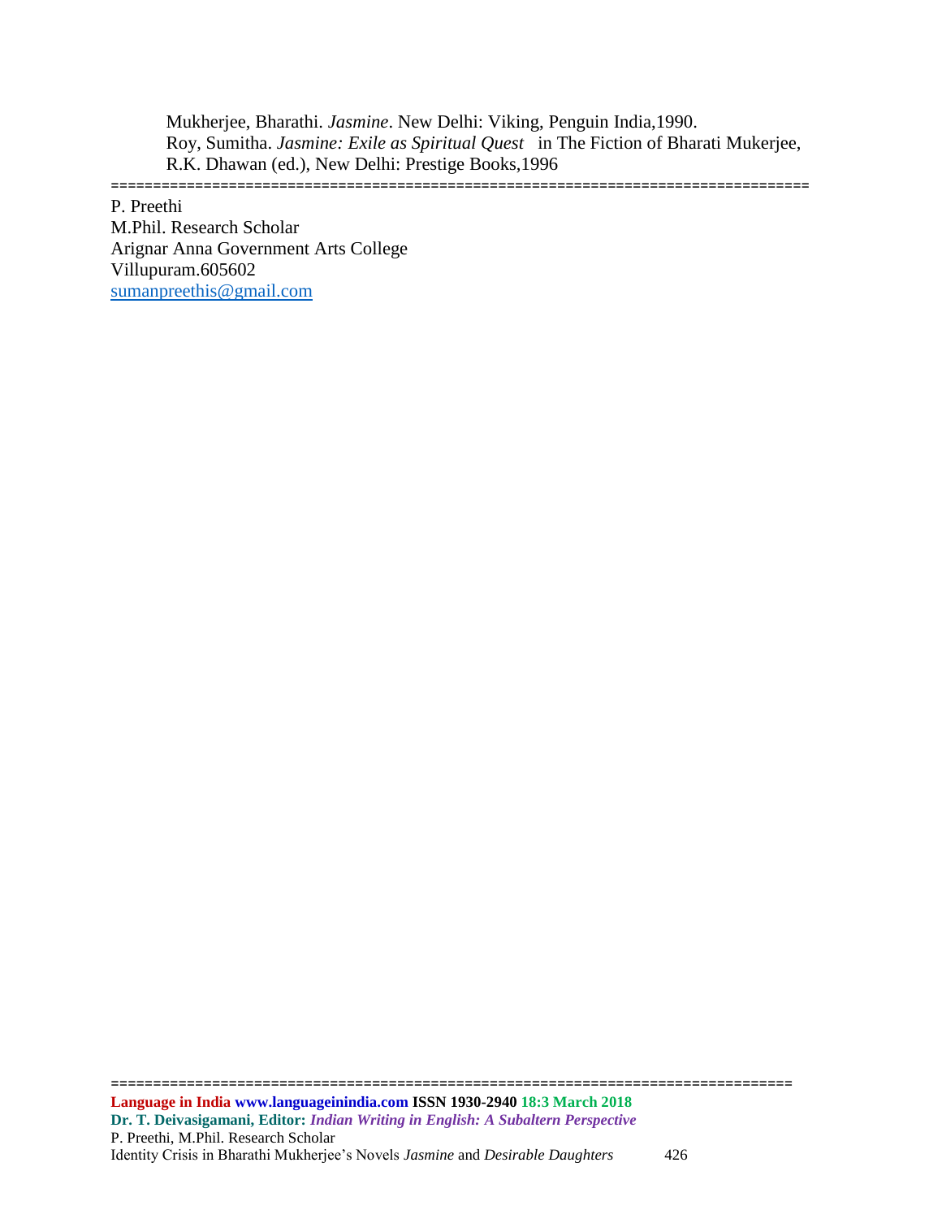Mukherjee, Bharathi. *Jasmine*. New Delhi: Viking, Penguin India,1990.

Roy, Sumitha. *Jasmine: Exile as Spiritual Quest* in The Fiction of Bharati Mukerjee, R.K. Dhawan (ed.), New Delhi: Prestige Books,1996

================================================================================

P. Preethi
M.Phil. Research Scholar
Arignar Anna Government Arts College
Villupuram.605602
sumanpreethis@gmail.com